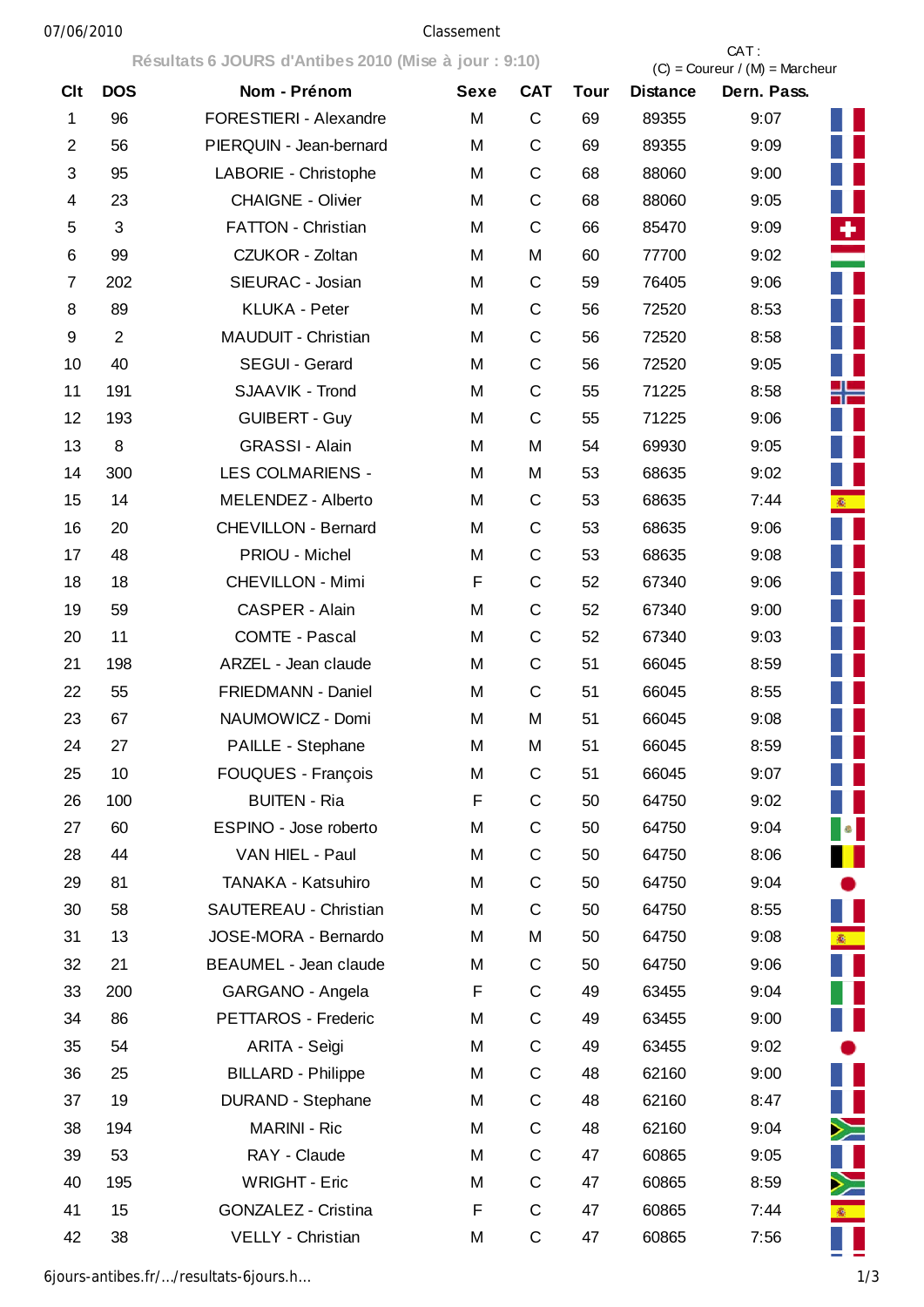Classement

**Résultats 6 JOURS d'Antibes 2010 (Mise à jour : 9:10)**

CAT : (C) = Coureur / (M) = Marcheur

| Clt | DOS | Nom - Prénom | Sexe | CAT | Tour | Distance | Dern. Pass. |
|---|---|---|---|---|---|---|---|
| 1 | 96 | FORESTIERI - Alexandre | M | C | 69 | 89355 | 9:07 |
| 2 | 56 | PIERQUIN - Jean-bernard | M | C | 69 | 89355 | 9:09 |
| 3 | 95 | LABORIE - Christophe | M | C | 68 | 88060 | 9:00 |
| 4 | 23 | CHAIGNE - Olivier | M | C | 68 | 88060 | 9:05 |
| 5 | 3 | FATTON - Christian | M | C | 66 | 85470 | 9:09 |
| 6 | 99 | CZUKOR - Zoltan | M | M | 60 | 77700 | 9:02 |
| 7 | 202 | SIEURAC - Josian | M | C | 59 | 76405 | 9:06 |
| 8 | 89 | KLUKA - Peter | M | C | 56 | 72520 | 8:53 |
| 9 | 2 | MAUDUIT - Christian | M | C | 56 | 72520 | 8:58 |
| 10 | 40 | SEGUI - Gerard | M | C | 56 | 72520 | 9:05 |
| 11 | 191 | SJAAVIK - Trond | M | C | 55 | 71225 | 8:58 |
| 12 | 193 | GUIBERT - Guy | M | C | 55 | 71225 | 9:06 |
| 13 | 8 | GRASSI - Alain | M | M | 54 | 69930 | 9:05 |
| 14 | 300 | LES COLMARIENS - | M | M | 53 | 68635 | 9:02 |
| 15 | 14 | MELENDEZ - Alberto | M | C | 53 | 68635 | 7:44 |
| 16 | 20 | CHEVILLON - Bernard | M | C | 53 | 68635 | 9:06 |
| 17 | 48 | PRIOU - Michel | M | C | 53 | 68635 | 9:08 |
| 18 | 18 | CHEVILLON - Mimi | F | C | 52 | 67340 | 9:06 |
| 19 | 59 | CASPER - Alain | M | C | 52 | 67340 | 9:00 |
| 20 | 11 | COMTE - Pascal | M | C | 52 | 67340 | 9:03 |
| 21 | 198 | ARZEL - Jean claude | M | C | 51 | 66045 | 8:59 |
| 22 | 55 | FRIEDMANN - Daniel | M | C | 51 | 66045 | 8:55 |
| 23 | 67 | NAUMOWICZ - Domi | M | M | 51 | 66045 | 9:08 |
| 24 | 27 | PAILLE - Stephane | M | M | 51 | 66045 | 8:59 |
| 25 | 10 | FOUQUES - François | M | C | 51 | 66045 | 9:07 |
| 26 | 100 | BUITEN - Ria | F | C | 50 | 64750 | 9:02 |
| 27 | 60 | ESPINO - Jose roberto | M | C | 50 | 64750 | 9:04 |
| 28 | 44 | VAN HIEL - Paul | M | C | 50 | 64750 | 8:06 |
| 29 | 81 | TANAKA - Katsuhiro | M | C | 50 | 64750 | 9:04 |
| 30 | 58 | SAUTEREAU - Christian | M | C | 50 | 64750 | 8:55 |
| 31 | 13 | JOSE-MORA - Bernardo | M | M | 50 | 64750 | 9:08 |
| 32 | 21 | BEAUMEL - Jean claude | M | C | 50 | 64750 | 9:06 |
| 33 | 200 | GARGANO - Angela | F | C | 49 | 63455 | 9:04 |
| 34 | 86 | PETTAROS - Frederic | M | C | 49 | 63455 | 9:00 |
| 35 | 54 | ARITA - Seìgi | M | C | 49 | 63455 | 9:02 |
| 36 | 25 | BILLARD - Philippe | M | C | 48 | 62160 | 9:00 |
| 37 | 19 | DURAND - Stephane | M | C | 48 | 62160 | 8:47 |
| 38 | 194 | MARINI - Ric | M | C | 48 | 62160 | 9:04 |
| 39 | 53 | RAY - Claude | M | C | 47 | 60865 | 9:05 |
| 40 | 195 | WRIGHT - Eric | M | C | 47 | 60865 | 8:59 |
| 41 | 15 | GONZALEZ - Cristina | F | C | 47 | 60865 | 7:44 |
| 42 | 38 | VELLY - Christian | M | C | 47 | 60865 | 7:56 |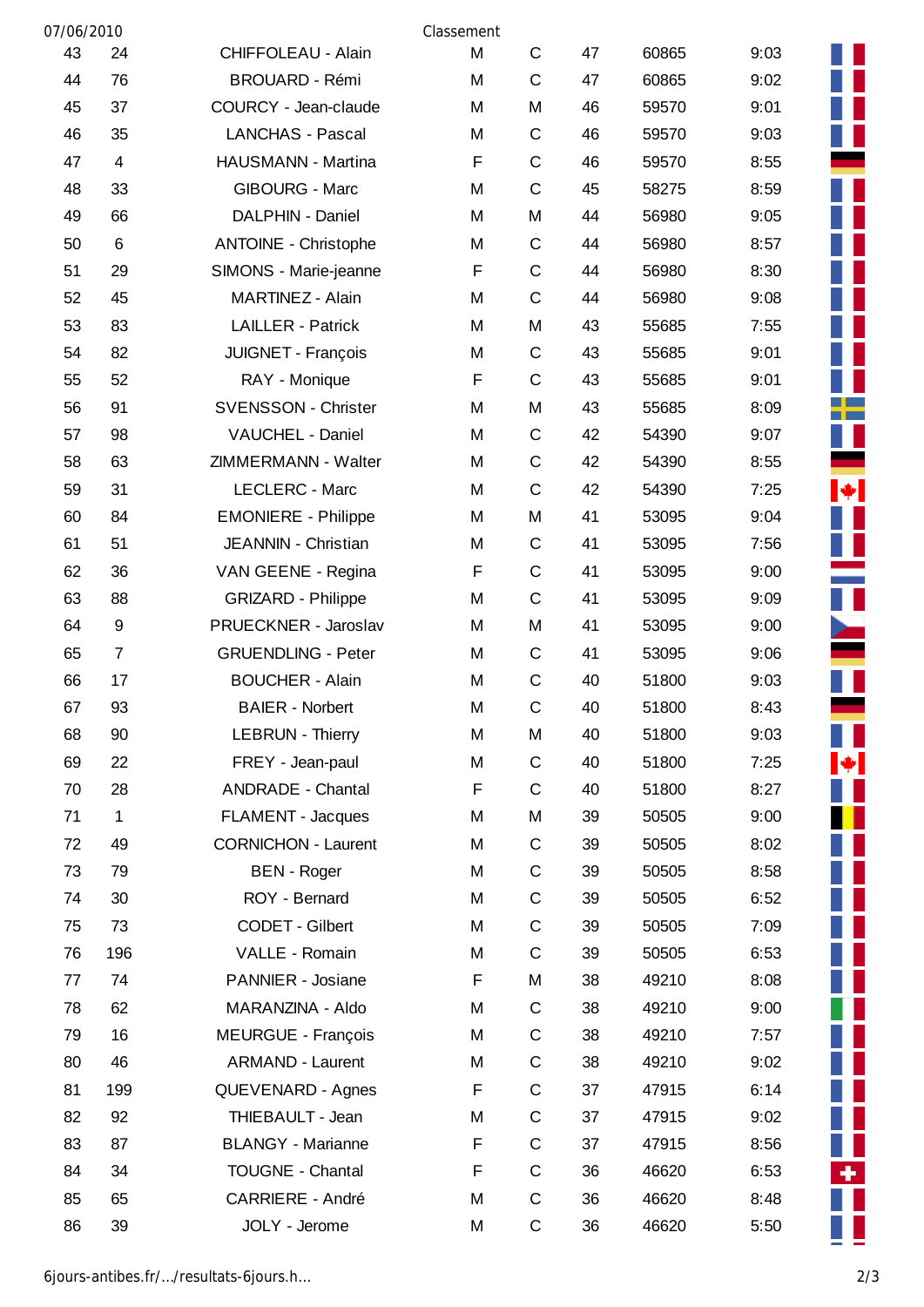Classement

| | | | | | | | | |
|---|---|---|---|---|---|---|---|---|
| 43 | 24 | CHIFFOLEAU - Alain | M | C | 47 | 60865 | 9:03 | |
| 44 | 76 | BROUARD - Rémi | M | C | 47 | 60865 | 9:02 | |
| 45 | 37 | COURCY - Jean-claude | M | M | 46 | 59570 | 9:01 | |
| 46 | 35 | LANCHAS - Pascal | M | C | 46 | 59570 | 9:03 | |
| 47 | 4 | HAUSMANN - Martina | F | C | 46 | 59570 | 8:55 | |
| 48 | 33 | GIBOURG - Marc | M | C | 45 | 58275 | 8:59 | |
| 49 | 66 | DALPHIN - Daniel | M | M | 44 | 56980 | 9:05 | |
| 50 | 6 | ANTOINE - Christophe | M | C | 44 | 56980 | 8:57 | |
| 51 | 29 | SIMONS - Marie-jeanne | F | C | 44 | 56980 | 8:30 | |
| 52 | 45 | MARTINEZ - Alain | M | C | 44 | 56980 | 9:08 | |
| 53 | 83 | LAILLER - Patrick | M | M | 43 | 55685 | 7:55 | |
| 54 | 82 | JUIGNET - François | M | C | 43 | 55685 | 9:01 | |
| 55 | 52 | RAY - Monique | F | C | 43 | 55685 | 9:01 | |
| 56 | 91 | SVENSSON - Christer | M | M | 43 | 55685 | 8:09 | |
| 57 | 98 | VAUCHEL - Daniel | M | C | 42 | 54390 | 9:07 | |
| 58 | 63 | ZIMMERMANN - Walter | M | C | 42 | 54390 | 8:55 | |
| 59 | 31 | LECLERC - Marc | M | C | 42 | 54390 | 7:25 | |
| 60 | 84 | EMONIERE - Philippe | M | M | 41 | 53095 | 9:04 | |
| 61 | 51 | JEANNIN - Christian | M | C | 41 | 53095 | 7:56 | |
| 62 | 36 | VAN GEENE - Regina | F | C | 41 | 53095 | 9:00 | |
| 63 | 88 | GRIZARD - Philippe | M | C | 41 | 53095 | 9:09 | |
| 64 | 9 | PRUECKNER - Jaroslav | M | M | 41 | 53095 | 9:00 | |
| 65 | 7 | GRUENDLING - Peter | M | C | 41 | 53095 | 9:06 | |
| 66 | 17 | BOUCHER - Alain | M | C | 40 | 51800 | 9:03 | |
| 67 | 93 | BAIER - Norbert | M | C | 40 | 51800 | 8:43 | |
| 68 | 90 | LEBRUN - Thierry | M | M | 40 | 51800 | 9:03 | |
| 69 | 22 | FREY - Jean-paul | M | C | 40 | 51800 | 7:25 | |
| 70 | 28 | ANDRADE - Chantal | F | C | 40 | 51800 | 8:27 | |
| 71 | 1 | FLAMENT - Jacques | M | M | 39 | 50505 | 9:00 | |
| 72 | 49 | CORNICHON - Laurent | M | C | 39 | 50505 | 8:02 | |
| 73 | 79 | BEN - Roger | M | C | 39 | 50505 | 8:58 | |
| 74 | 30 | ROY - Bernard | M | C | 39 | 50505 | 6:52 | |
| 75 | 73 | CODET - Gilbert | M | C | 39 | 50505 | 7:09 | |
| 76 | 196 | VALLE - Romain | M | C | 39 | 50505 | 6:53 | |
| 77 | 74 | PANNIER - Josiane | F | M | 38 | 49210 | 8:08 | |
| 78 | 62 | MARANZINA - Aldo | M | C | 38 | 49210 | 9:00 | |
| 79 | 16 | MEURGUE - François | M | C | 38 | 49210 | 7:57 | |
| 80 | 46 | ARMAND - Laurent | M | C | 38 | 49210 | 9:02 | |
| 81 | 199 | QUEVENARD - Agnes | F | C | 37 | 47915 | 6:14 | |
| 82 | 92 | THIEBAULT - Jean | M | C | 37 | 47915 | 9:02 | |
| 83 | 87 | BLANGY - Marianne | F | C | 37 | 47915 | 8:56 | |
| 84 | 34 | TOUGNE - Chantal | F | C | 36 | 46620 | 6:53 | |
| 85 | 65 | CARRIERE - André | M | C | 36 | 46620 | 8:48 | |
| 86 | 39 | JOLY - Jerome | M | C | 36 | 46620 | 5:50 | |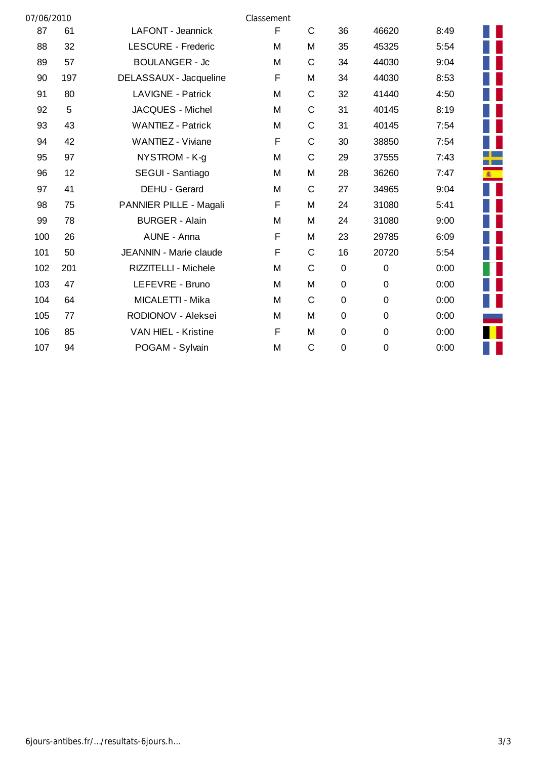07/06/2010 Classement

| | | | | | | | | |
|---|---|---|---|---|---|---|---|---|
| 87 | 61 | LAFONT - Jeannick | F | C | 36 | 46620 | 8:49 | |
| 88 | 32 | LESCURE - Frederic | M | M | 35 | 45325 | 5:54 | |
| 89 | 57 | BOULANGER - Jc | M | C | 34 | 44030 | 9:04 | |
| 90 | 197 | DELASSAUX - Jacqueline | F | M | 34 | 44030 | 8:53 | |
| 91 | 80 | LAVIGNE - Patrick | M | C | 32 | 41440 | 4:50 | |
| 92 | 5 | JACQUES - Michel | M | C | 31 | 40145 | 8:19 | |
| 93 | 43 | WANTIEZ - Patrick | M | C | 31 | 40145 | 7:54 | |
| 94 | 42 | WANTIEZ - Viviane | F | C | 30 | 38850 | 7:54 | |
| 95 | 97 | NYSTROM - K-g | M | C | 29 | 37555 | 7:43 | |
| 96 | 12 | SEGUI - Santiago | M | M | 28 | 36260 | 7:47 | |
| 97 | 41 | DEHU - Gerard | M | C | 27 | 34965 | 9:04 | |
| 98 | 75 | PANNIER PILLE - Magali | F | M | 24 | 31080 | 5:41 | |
| 99 | 78 | BURGER - Alain | M | M | 24 | 31080 | 9:00 | |
| 100 | 26 | AUNE - Anna | F | M | 23 | 29785 | 6:09 | |
| 101 | 50 | JEANNIN - Marie claude | F | C | 16 | 20720 | 5:54 | |
| 102 | 201 | RIZZITELLI - Michele | M | C | 0 | 0 | 0:00 | |
| 103 | 47 | LEFEVRE - Bruno | M | M | 0 | 0 | 0:00 | |
| 104 | 64 | MICALETTI - Mika | M | C | 0 | 0 | 0:00 | |
| 105 | 77 | RODIONOV - Alekseì | M | M | 0 | 0 | 0:00 | |
| 106 | 85 | VAN HIEL - Kristine | F | M | 0 | 0 | 0:00 | |
| 107 | 94 | POGAM - Sylvain | M | C | 0 | 0 | 0:00 | |

6jours-antibes.fr/.../resultats-6jours.h...